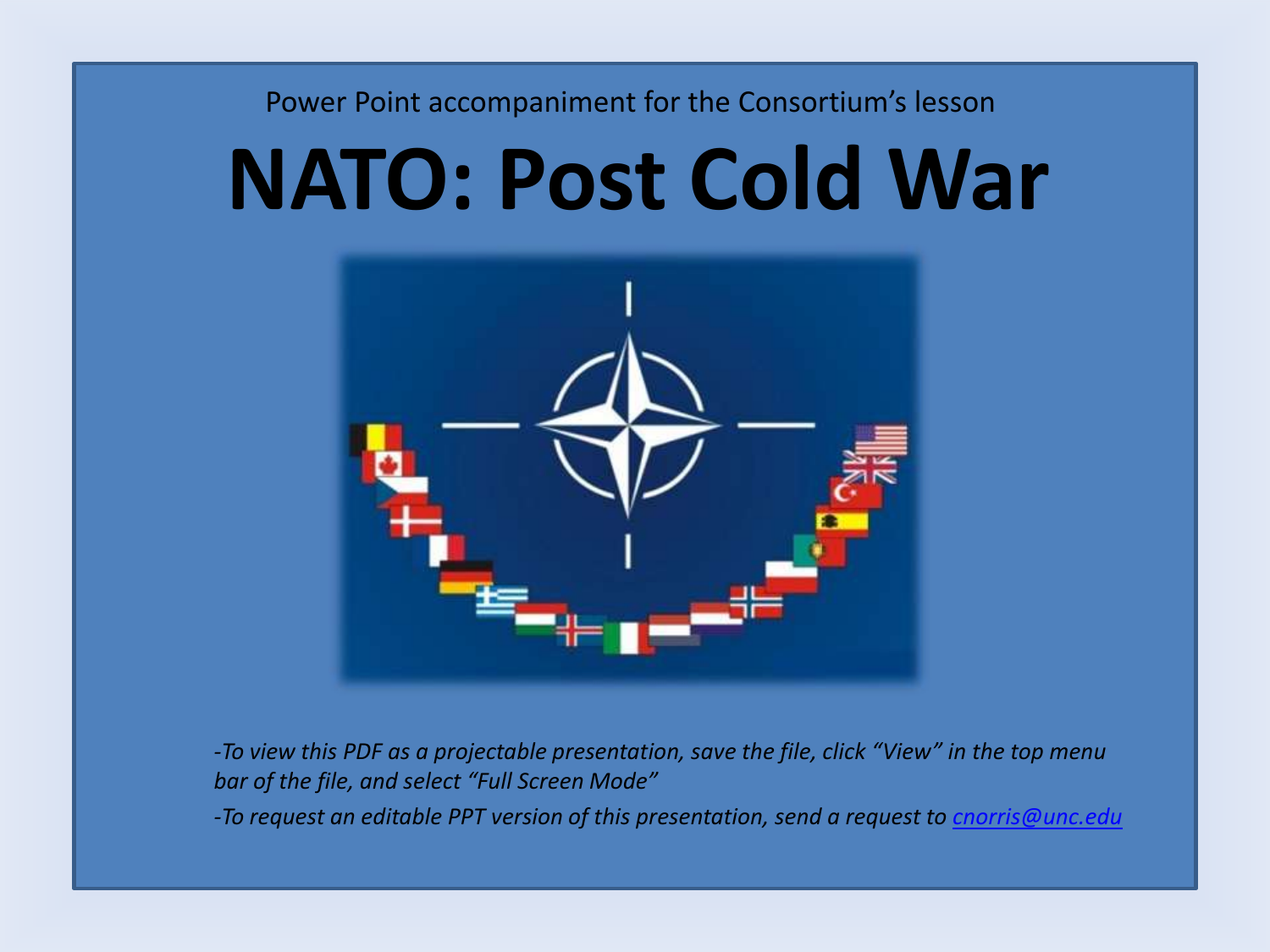Power Point accompaniment for the Consortium's lesson

# NATO: Post Cold War

*-To view this PDF as a projectable presentation, save the file, click "View" in the top menu bar of the file, and select "Full Screen Mode"*

*-To request an editable PPT version of this presentation, send a request to [cnorris@unc.edu](mailto:cnorris@unc.edu)*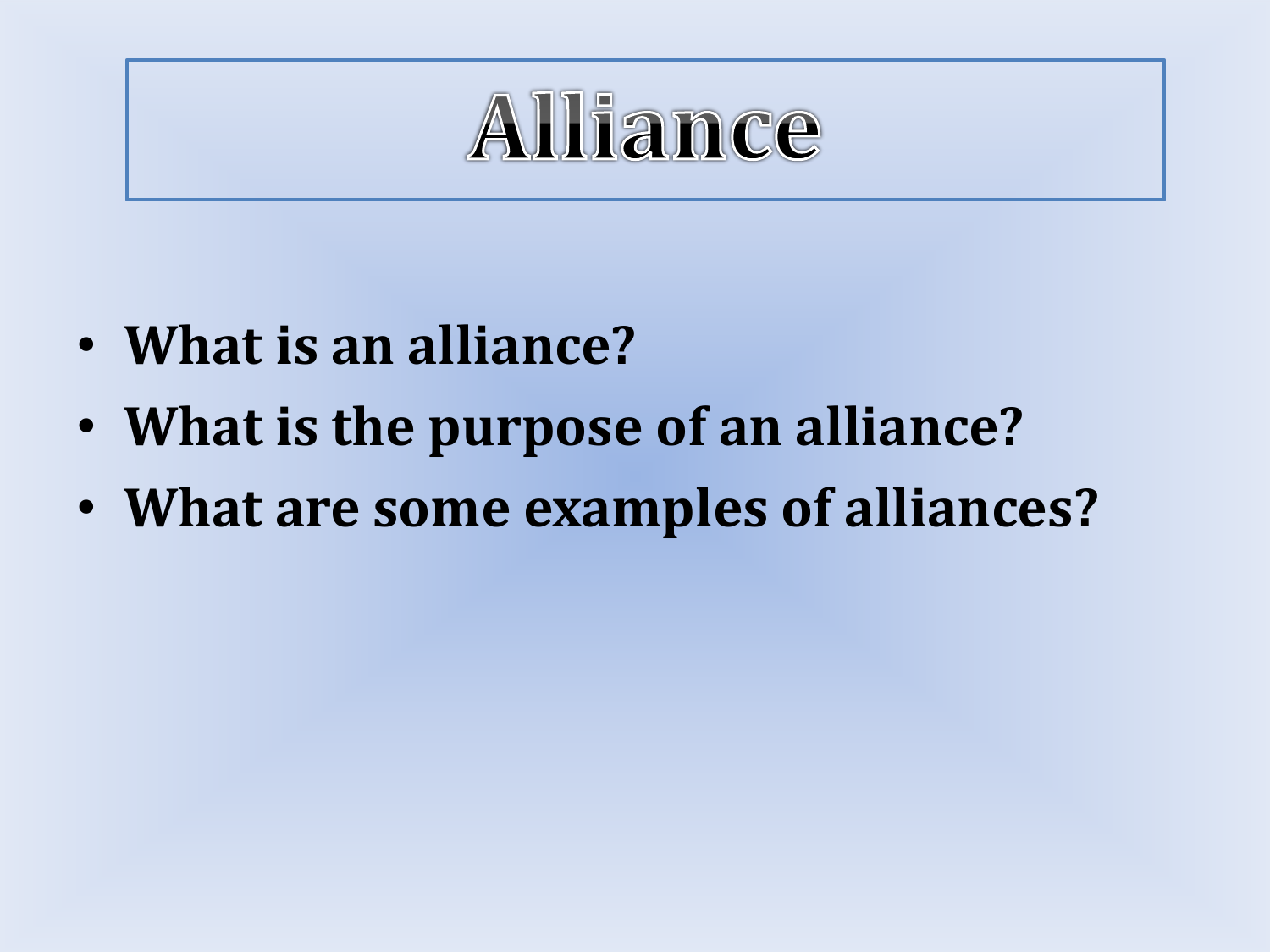# Alliance

- **What is an alliance?**
- **What is the purpose of an alliance?**
- **What are some examples of alliances?**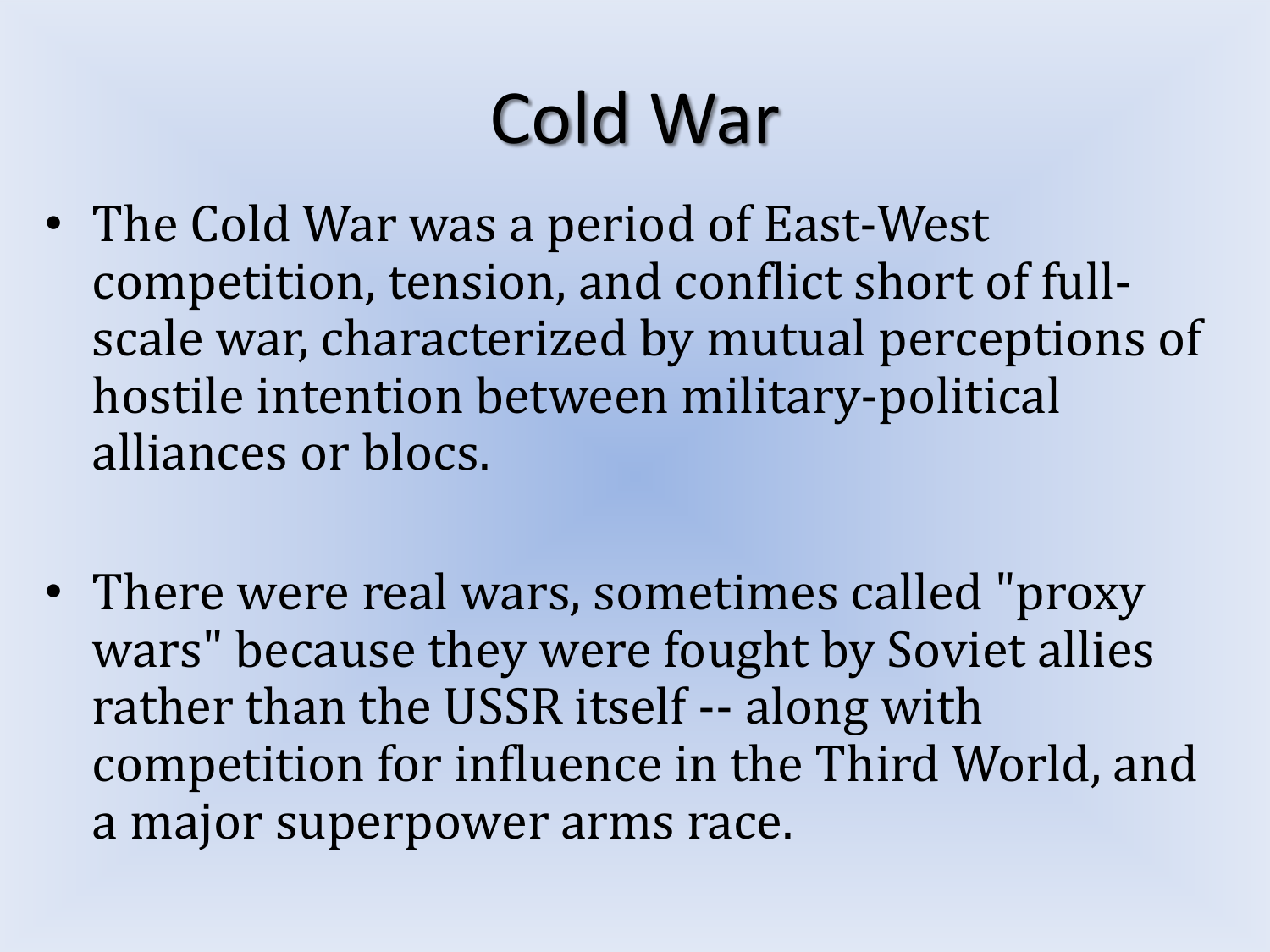# Cold War

- The Cold War was a period of East-West competition, tension, and conflict short of full-scale war, characterized by mutual perceptions of hostile intention between military-political alliances or blocs.
- There were real wars, sometimes called "proxy wars" because they were fought by Soviet allies rather than the USSR itself -- along with competition for influence in the Third World, and a major superpower arms race.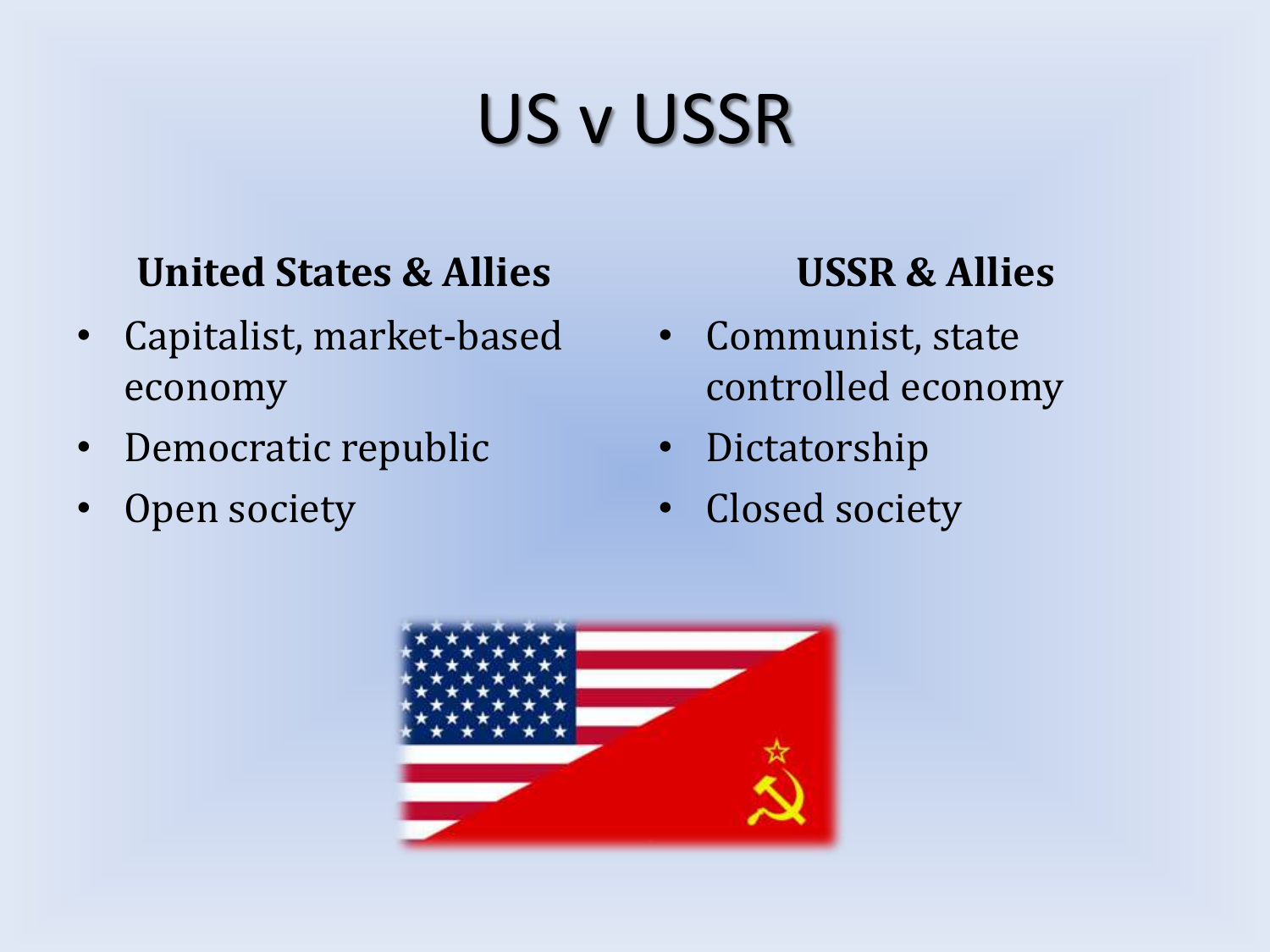# US v USSR

**United States & Allies**

- Capitalist, market-based economy
- Democratic republic
- Open society

**USSR & Allies**

- Communist, state controlled economy
- Dictatorship
- Closed society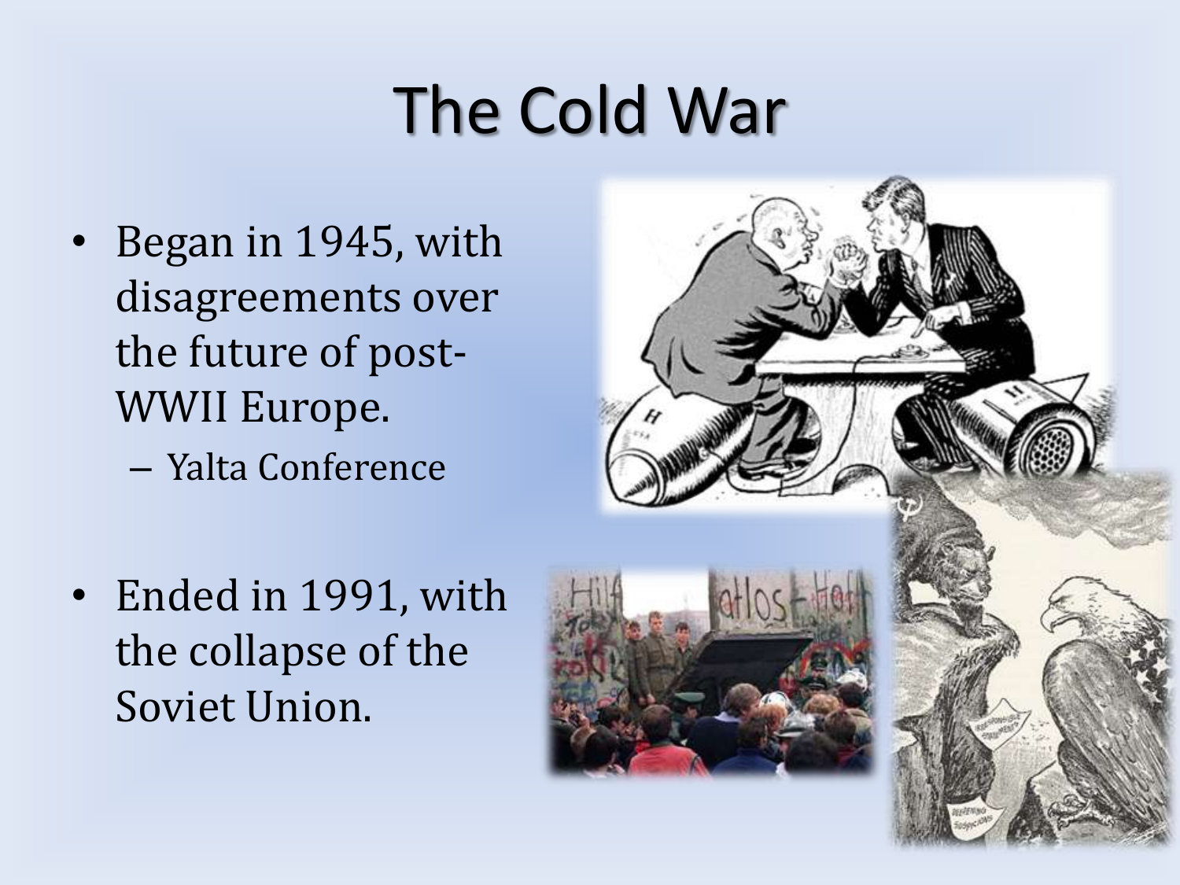# The Cold War

- Began in 1945, with disagreements over the future of post-WWII Europe.
  - Yalta Conference

- Ended in 1991, with the collapse of the Soviet Union.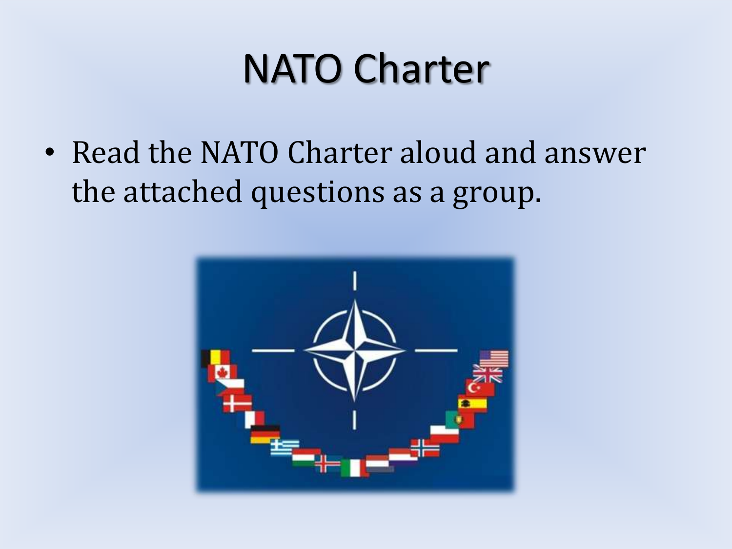# NATO Charter

- Read the NATO Charter aloud and answer the attached questions as a group.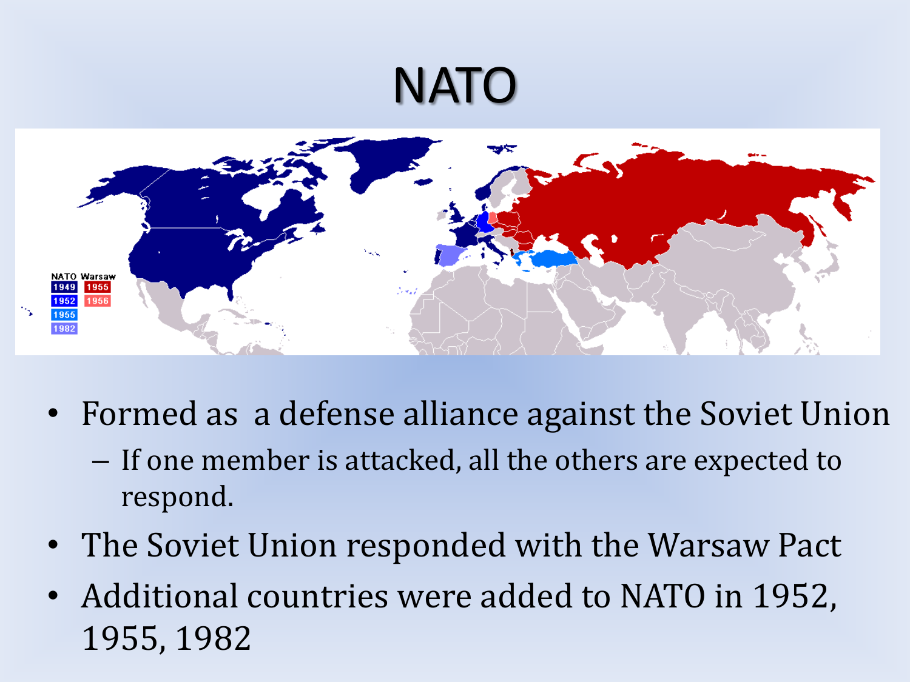# NATO

- Formed as a defense alliance against the Soviet Union
  - If one member is attacked, all the others are expected to respond.
- The Soviet Union responded with the Warsaw Pact
- Additional countries were added to NATO in 1952, 1955, 1982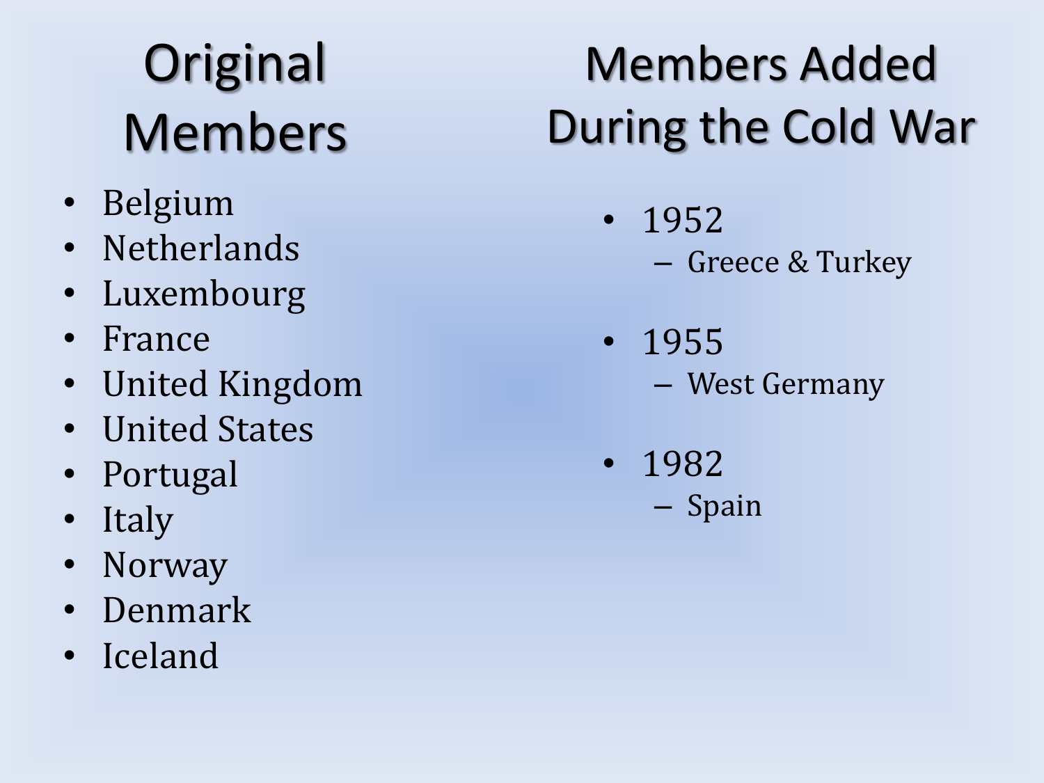## Original Members

- Belgium
- Netherlands
- Luxembourg
- France
- United Kingdom
- United States
- Portugal
- Italy
- Norway
- Denmark
- Iceland

## Members Added During the Cold War

- 1952
  - Greece & Turkey
- 1955
  - West Germany
- 1982
  - Spain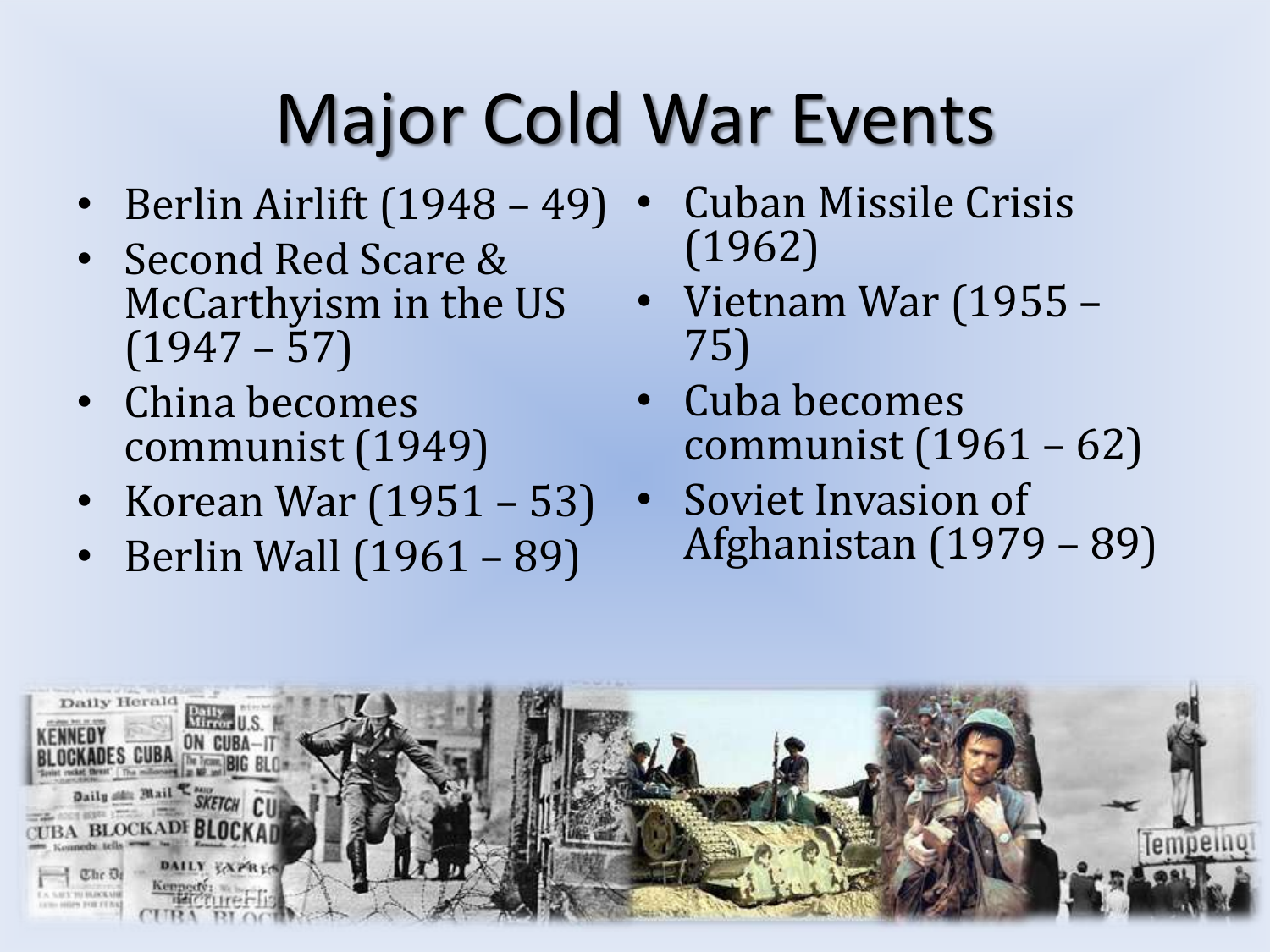# Major Cold War Events

- Berlin Airlift (1948 – 49)
- Second Red Scare & McCarthyism in the US (1947 – 57)
- China becomes communist (1949)
- Korean War (1951 – 53)
- Berlin Wall (1961 – 89)
- Cuban Missile Crisis (1962)
- Vietnam War (1955 – 75)
- Cuba becomes communist (1961 – 62)
- Soviet Invasion of Afghanistan (1979 – 89)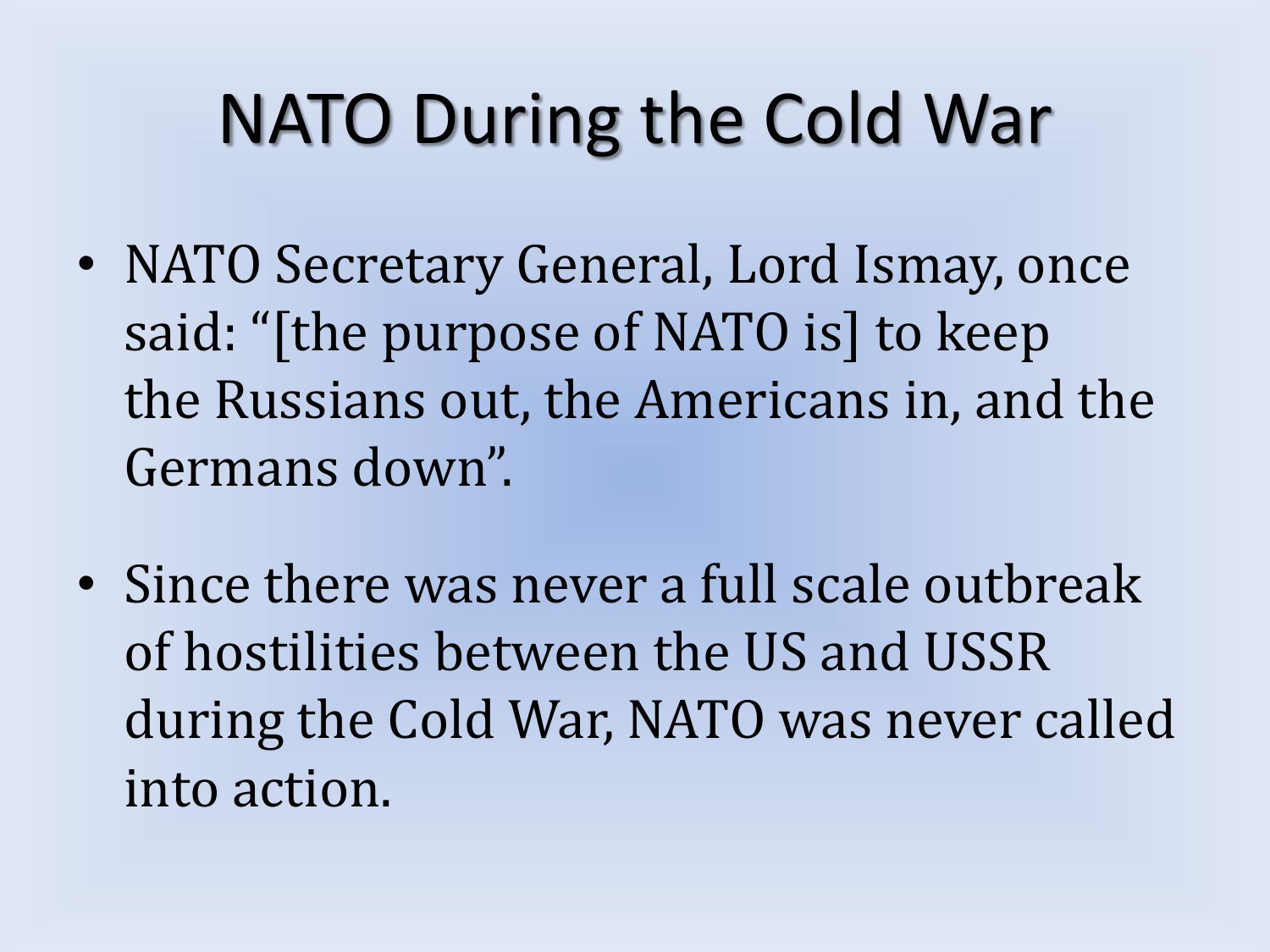# NATO During the Cold War

- NATO Secretary General, Lord Ismay, once said: "[the purpose of NATO is] to keep the Russians out, the Americans in, and the Germans down".

- Since there was never a full scale outbreak of hostilities between the US and USSR during the Cold War, NATO was never called into action.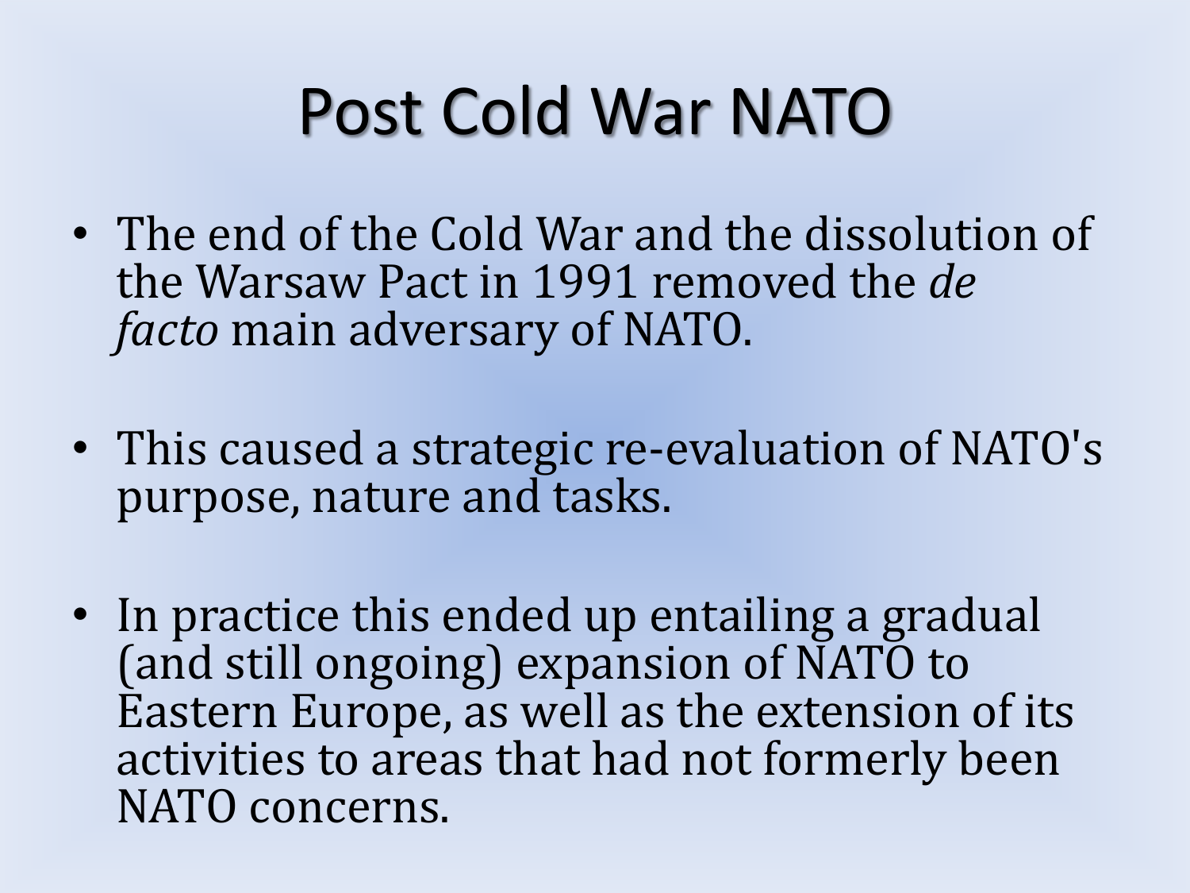# Post Cold War NATO

- The end of the Cold War and the dissolution of the Warsaw Pact in 1991 removed the *de facto* main adversary of NATO.
- This caused a strategic re-evaluation of NATO's purpose, nature and tasks.
- In practice this ended up entailing a gradual (and still ongoing) expansion of NATO to Eastern Europe, as well as the extension of its activities to areas that had not formerly been NATO concerns.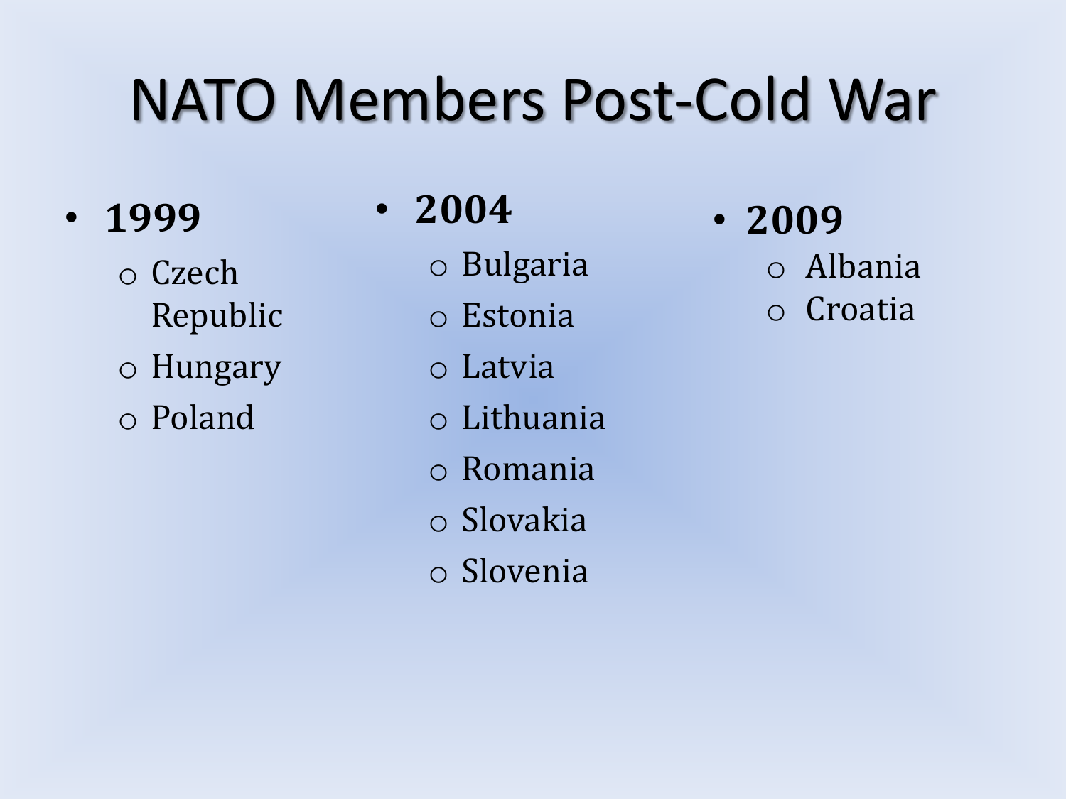# NATO Members Post-Cold War

- **1999**
  - Czech Republic
  - Hungary
  - Poland
- **2004**
  - Bulgaria
  - Estonia
  - Latvia
  - Lithuania
  - Romania
  - Slovakia
  - Slovenia
- **2009**
  - Albania
  - Croatia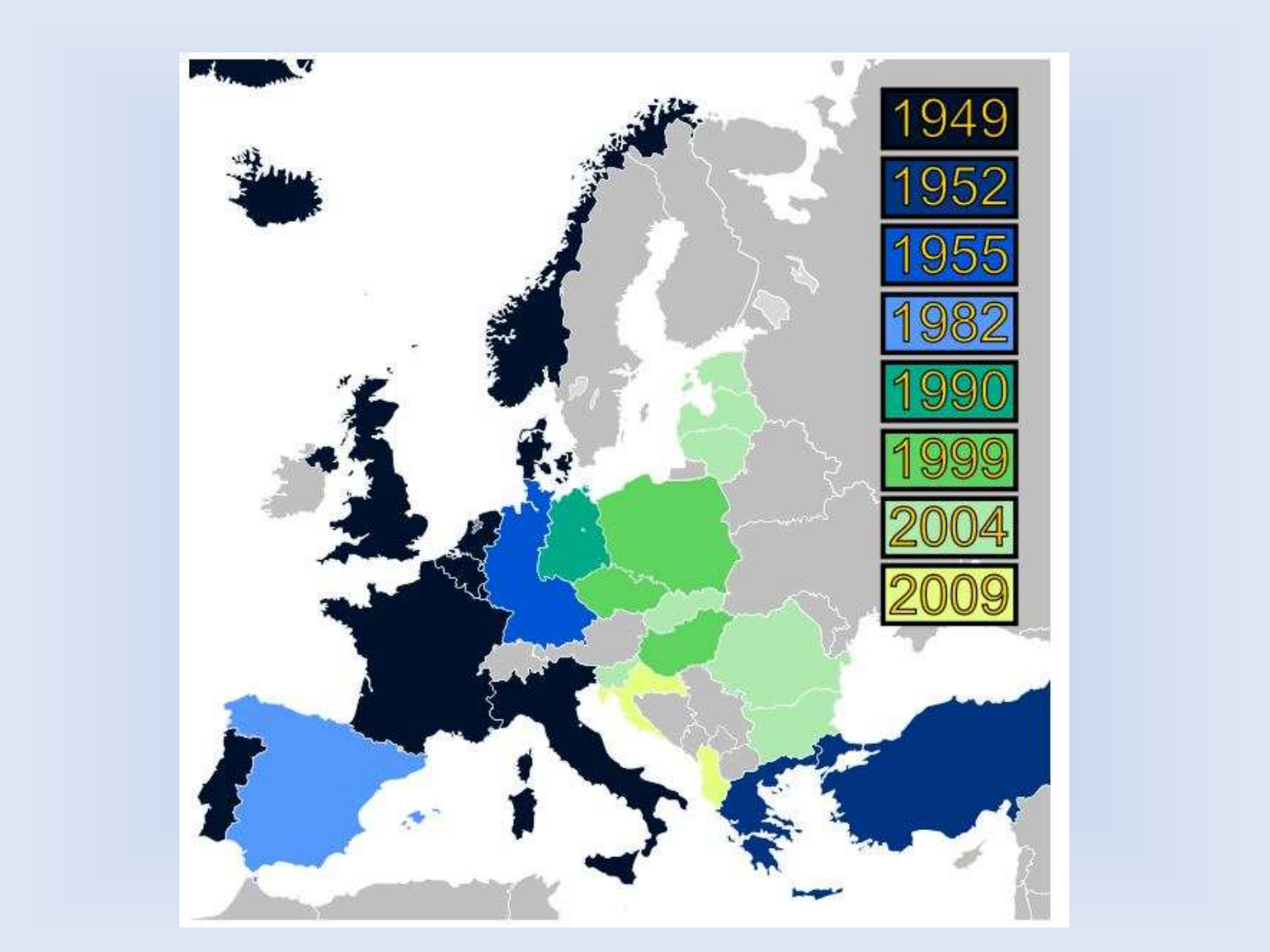1949

1952

1955

1982

1990

1999

2004

2009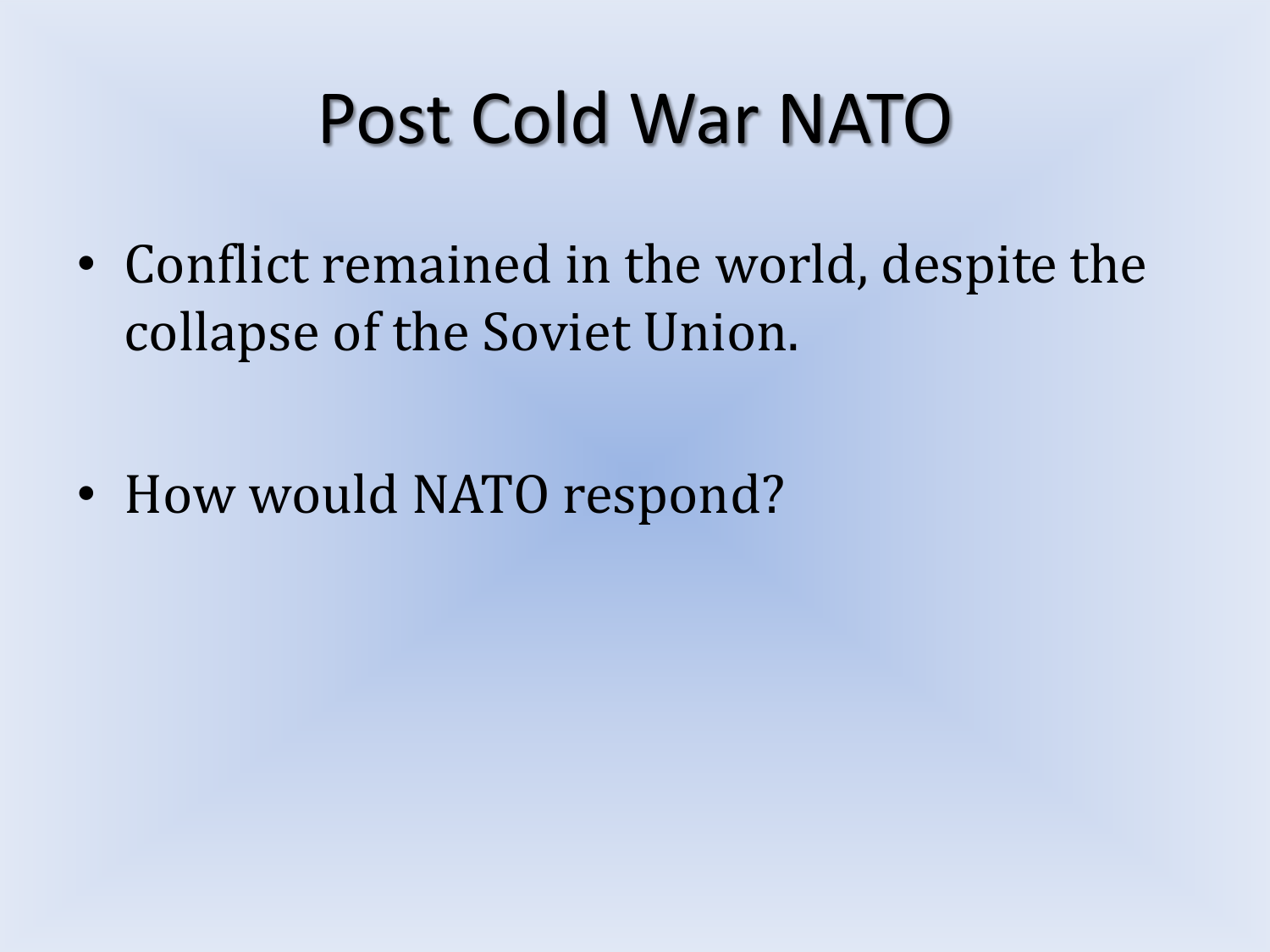# Post Cold War NATO

- Conflict remained in the world, despite the collapse of the Soviet Union.
- How would NATO respond?